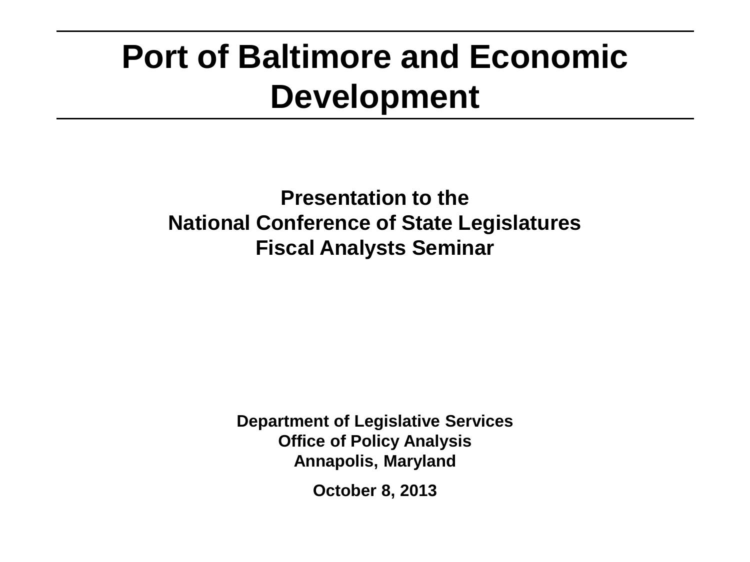# Port of Baltimore and Economic Development

**Presentation to the**
**National Conference of State Legislatures**
**Fiscal Analysts Seminar**

**Department of Legislative Services**
**Office of Policy Analysis**
**Annapolis, Maryland**

**October 8, 2013**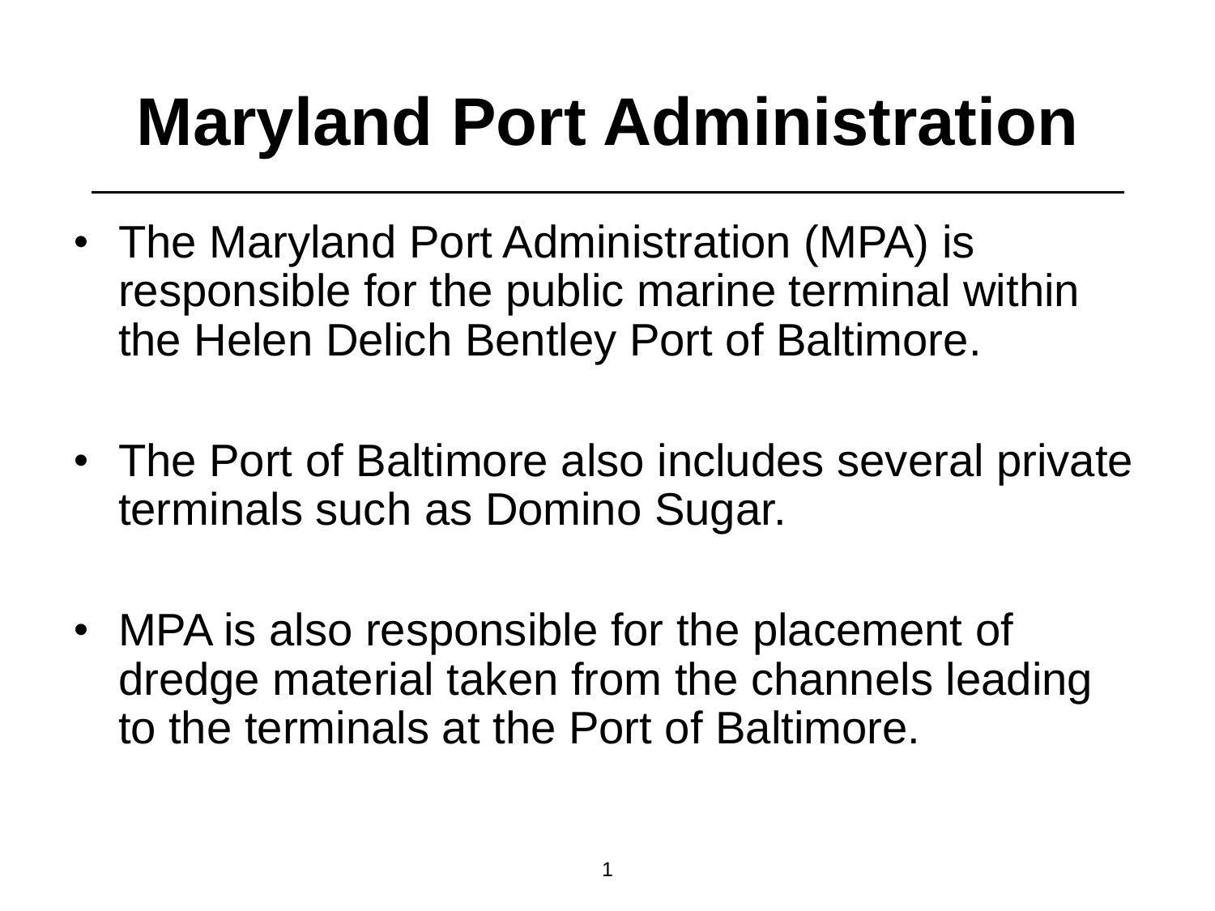# Maryland Port Administration

- The Maryland Port Administration (MPA) is responsible for the public marine terminal within the Helen Delich Bentley Port of Baltimore.

- The Port of Baltimore also includes several private terminals such as Domino Sugar.

- MPA is also responsible for the placement of dredge material taken from the channels leading to the terminals at the Port of Baltimore.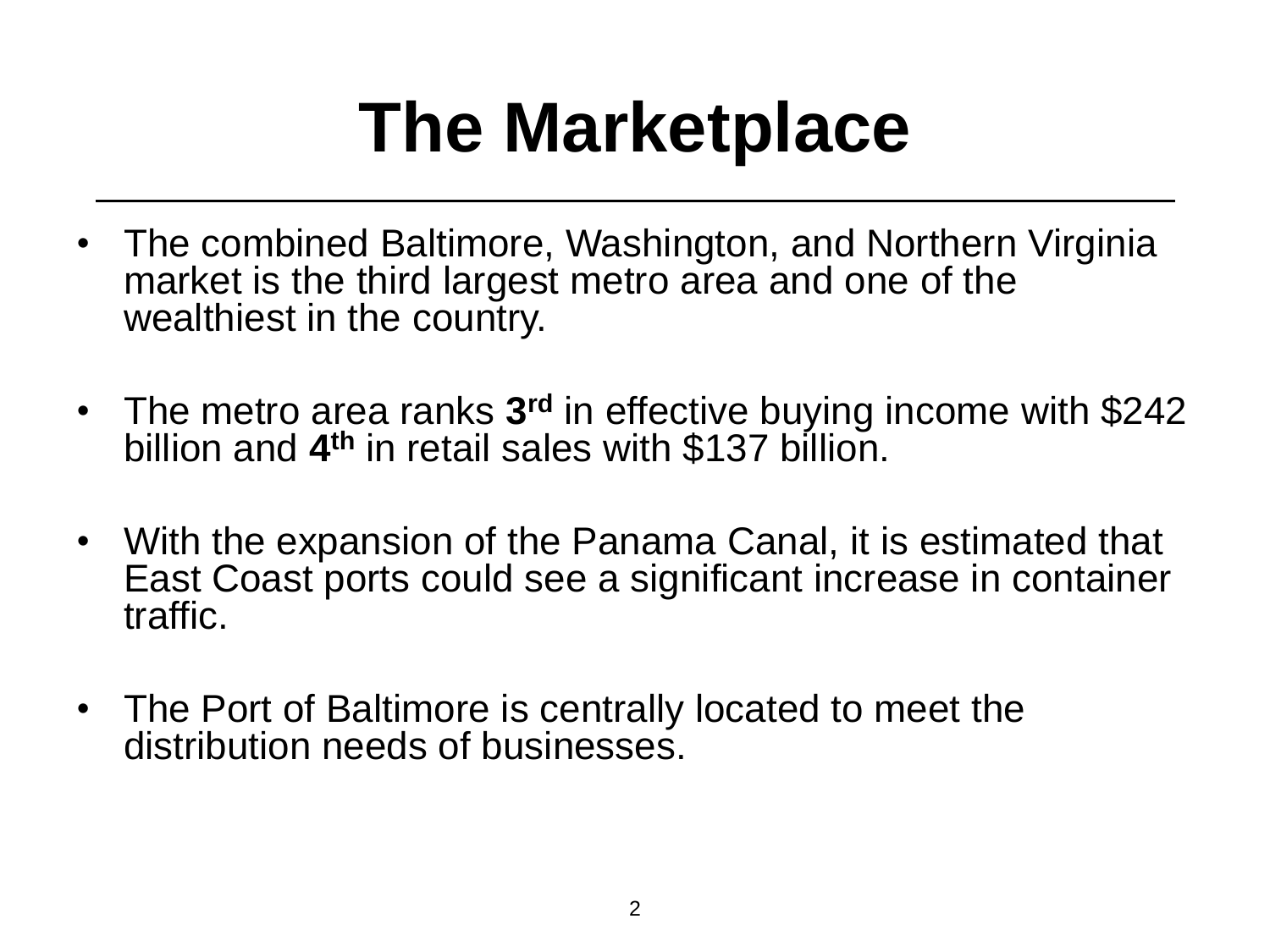# The Marketplace

- The combined Baltimore, Washington, and Northern Virginia market is the third largest metro area and one of the wealthiest in the country.

- The metro area ranks **3rd** in effective buying income with $242 billion and **4th** in retail sales with $137 billion.

- With the expansion of the Panama Canal, it is estimated that East Coast ports could see a significant increase in container traffic.

- The Port of Baltimore is centrally located to meet the distribution needs of businesses.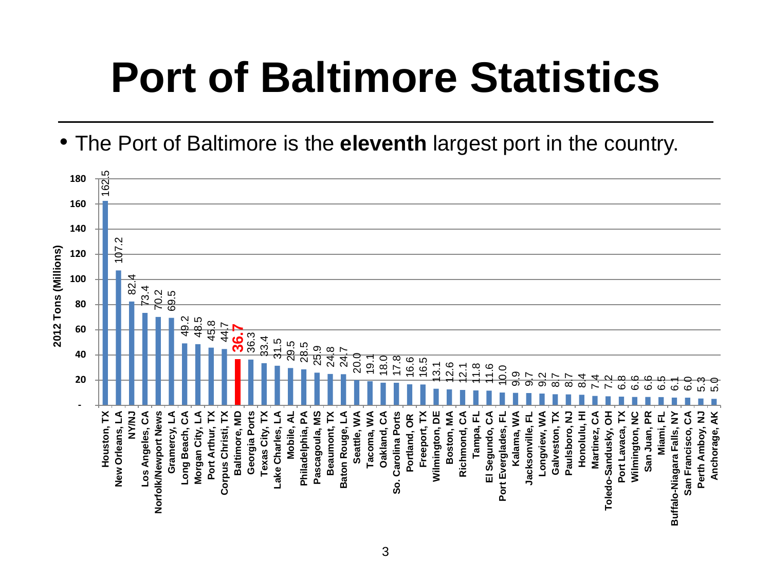# Port of Baltimore Statistics

- The Port of Baltimore is the **eleventh** largest port in the country.

| Port | 2012 Tons (Millions) |
|---|---|
| Houston, TX | 162.5 |
| New Orleans, LA | 107.2 |
| NY/NJ | 82.4 |
| Los Angeles, CA | 73.4 |
| Norfolk/Newport News | 70.2 |
| Gramercy, LA | 69.5 |
| Long Beach, CA | 49.2 |
| Morgan City, LA | 48.5 |
| Port Arthur, TX | 45.8 |
| Corpus Christi, TX | 44.7 |
| **Baltimore, MD** | **36.7** |
| Georgia Ports | 36.3 |
| Texas City, TX | 33.4 |
| Lake Charles, LA | 31.5 |
| Mobile, AL | 29.5 |
| Philadelphia, PA | 28.5 |
| Pascagoula, MS | 25.9 |
| Beaumont, TX | 24.8 |
| Baton Rouge, LA | 24.7 |
| Seattle, WA | 20.0 |
| Tacoma, WA | 19.1 |
| Oakland, CA | 18.0 |
| So. Carolina Ports | 17.8 |
| Portland, OR | 16.6 |
| Freeport, TX | 16.5 |
| Wilmington, DE | 13.1 |
| Boston, MA | 12.6 |
| Richmond, CA | 12.1 |
| Tampa, FL | 11.8 |
| El Segundo, CA | 11.6 |
| Port Everglades, FL | 10.0 |
| Kalama, WA | 9.9 |
| Jacksonville, FL | 9.7 |
| Longview, WA | 9.2 |
| Galveston, TX | 8.7 |
| Paulsboro, NJ | 8.7 |
| Honolulu, HI | 8.4 |
| Martinez, CA | 7.4 |
| Toledo-Sandusky, OH | 7.2 |
| Port Lavaca, TX | 6.8 |
| Wilmington, NC | 6.6 |
| San Juan, PR | 6.6 |
| Miami, FL | 6.5 |
| Buffalo-Niagara Falls, NY | 6.1 |
| San Francisco, CA | 6.0 |
| Perth Amboy, NJ | 5.3 |
| Anchorage, AK | 5.0 |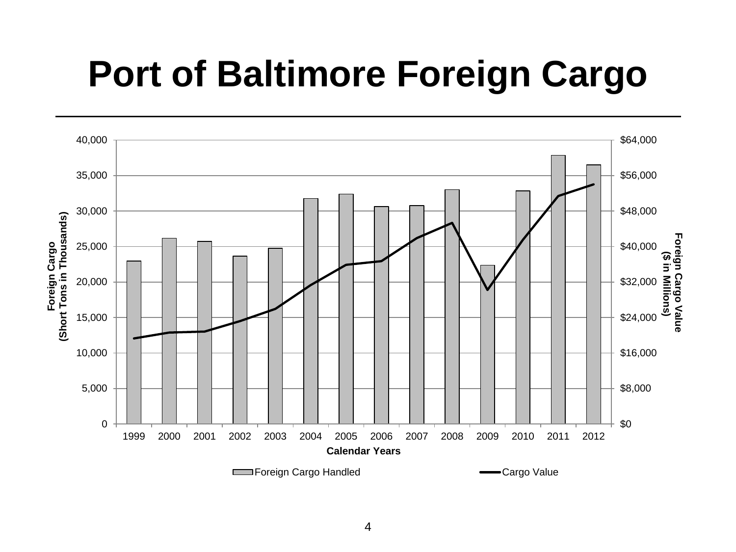# Port of Baltimore Foreign Cargo

Foreign Cargo (Short Tons in Thousands)

40,000
35,000
30,000
25,000
20,000
15,000
10,000
5,000
0

Foreign Cargo Value ($ in Millions)

$64,000
$56,000
$48,000
$40,000
$32,000
$24,000
$16,000
$8,000
$0

1999 2000 2001 2002 2003 2004 2005 2006 2007 2008 2009 2010 2011 2012

Calendar Years

Foreign Cargo Handled — Cargo Value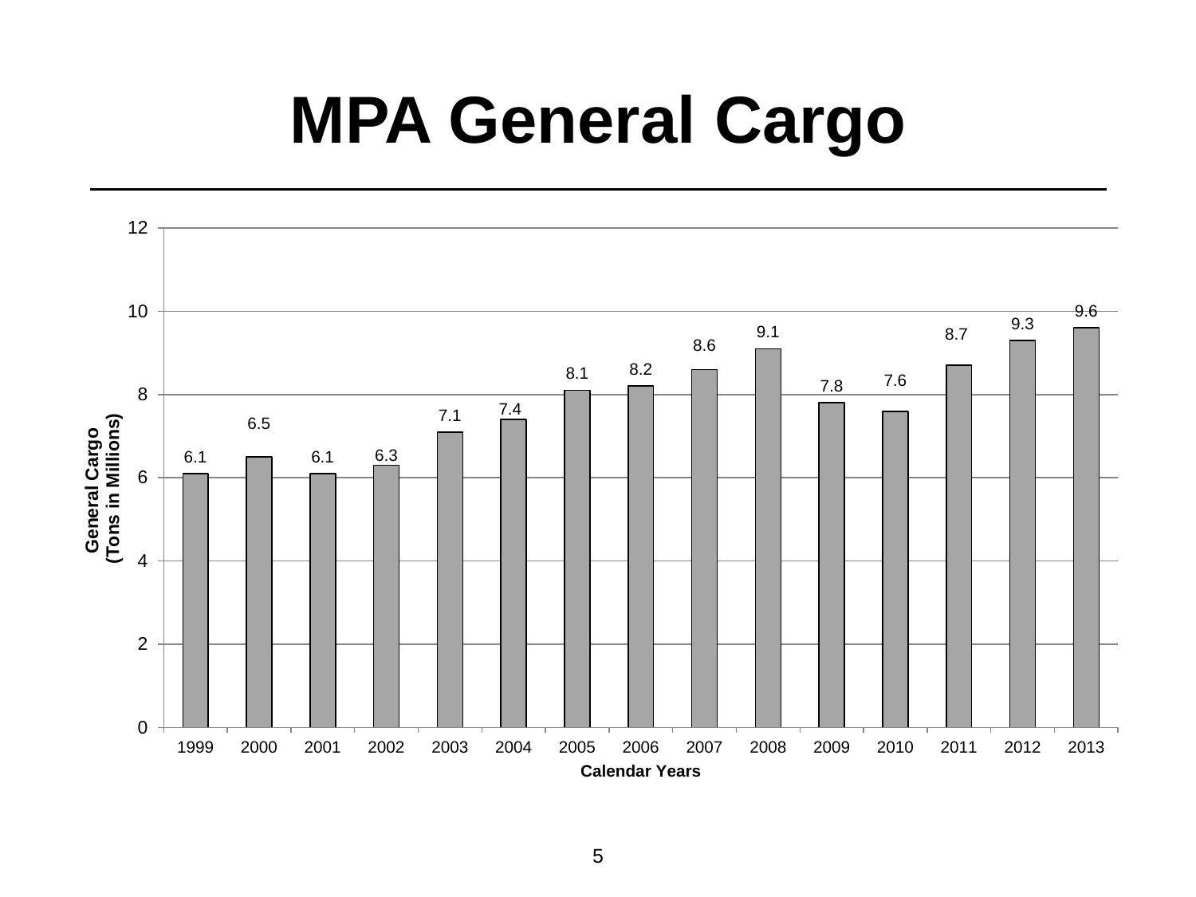# MPA General Cargo

| Calendar Years | General Cargo (Tons in Millions) |
|---|---|
| 1999 | 6.1 |
| 2000 | 6.5 |
| 2001 | 6.1 |
| 2002 | 6.3 |
| 2003 | 7.1 |
| 2004 | 7.4 |
| 2005 | 8.1 |
| 2006 | 8.2 |
| 2007 | 8.6 |
| 2008 | 9.1 |
| 2009 | 7.8 |
| 2010 | 7.6 |
| 2011 | 8.7 |
| 2012 | 9.3 |
| 2013 | 9.6 |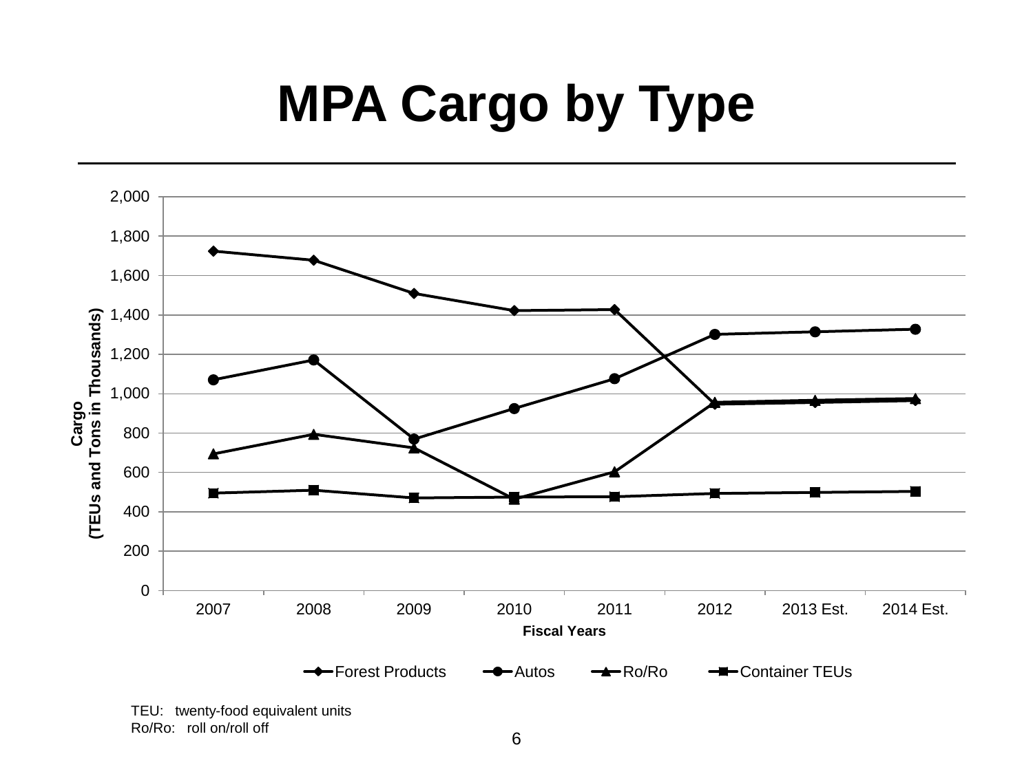# MPA Cargo by Type

2,000

1,800

1,600

1,400

1,200

1,000

800

600

400

200

0

Cargo
(TEUs and Tons in Thousands)

2007 2008 2009 2010 2011 2012 2013 Est. 2014 Est.

Fiscal Years

Forest Products — Autos — Ro/Ro — Container TEUs

TEU: twenty-food equivalent units
Ro/Ro: roll on/roll off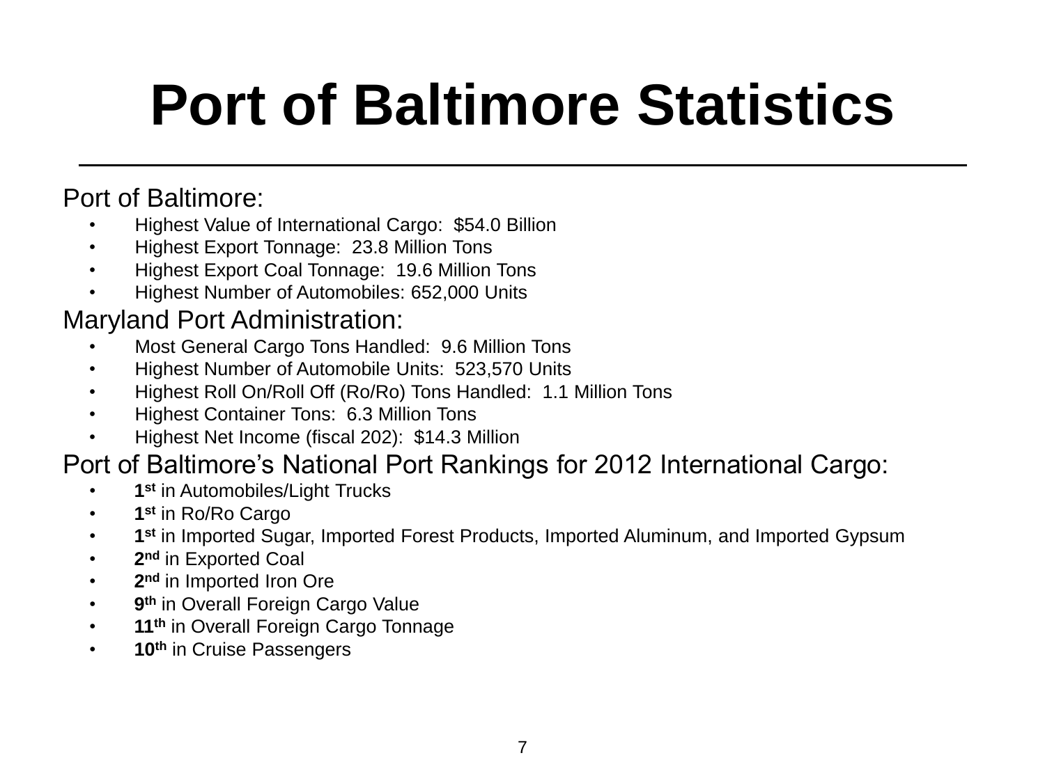# Port of Baltimore Statistics

Port of Baltimore:

- Highest Value of International Cargo: $54.0 Billion
- Highest Export Tonnage: 23.8 Million Tons
- Highest Export Coal Tonnage: 19.6 Million Tons
- Highest Number of Automobiles: 652,000 Units

Maryland Port Administration:

- Most General Cargo Tons Handled: 9.6 Million Tons
- Highest Number of Automobile Units: 523,570 Units
- Highest Roll On/Roll Off (Ro/Ro) Tons Handled: 1.1 Million Tons
- Highest Container Tons: 6.3 Million Tons
- Highest Net Income (fiscal 202): $14.3 Million

Port of Baltimore's National Port Rankings for 2012 International Cargo:

- **1st** in Automobiles/Light Trucks
- **1st** in Ro/Ro Cargo
- **1st** in Imported Sugar, Imported Forest Products, Imported Aluminum, and Imported Gypsum
- **2nd** in Exported Coal
- **2nd** in Imported Iron Ore
- **9th** in Overall Foreign Cargo Value
- **11th** in Overall Foreign Cargo Tonnage
- **10th** in Cruise Passengers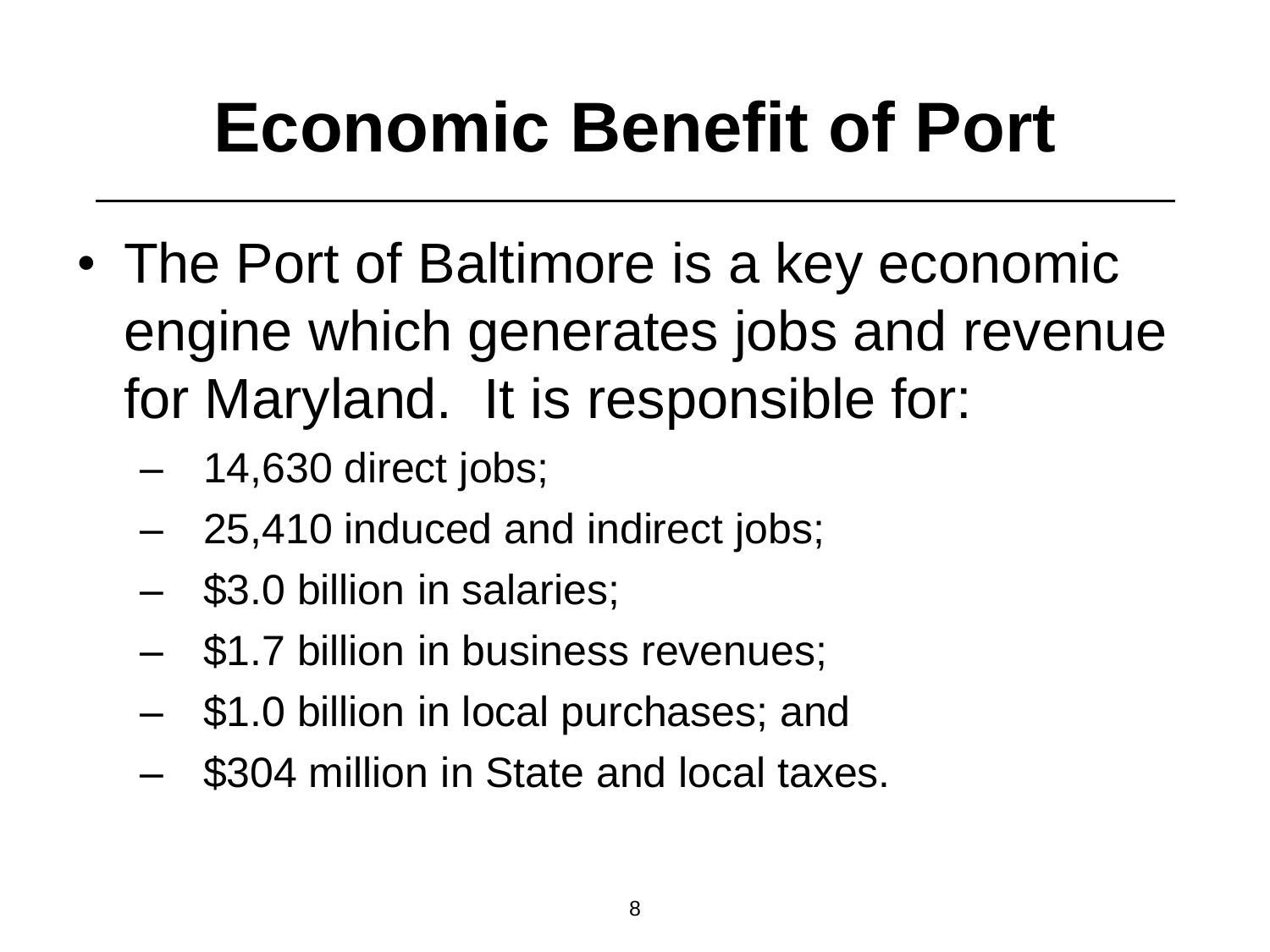# Economic Benefit of Port

- The Port of Baltimore is a key economic engine which generates jobs and revenue for Maryland. It is responsible for:
  - 14,630 direct jobs;
  - 25,410 induced and indirect jobs;
  - $3.0 billion in salaries;
  - $1.7 billion in business revenues;
  - $1.0 billion in local purchases; and
  - $304 million in State and local taxes.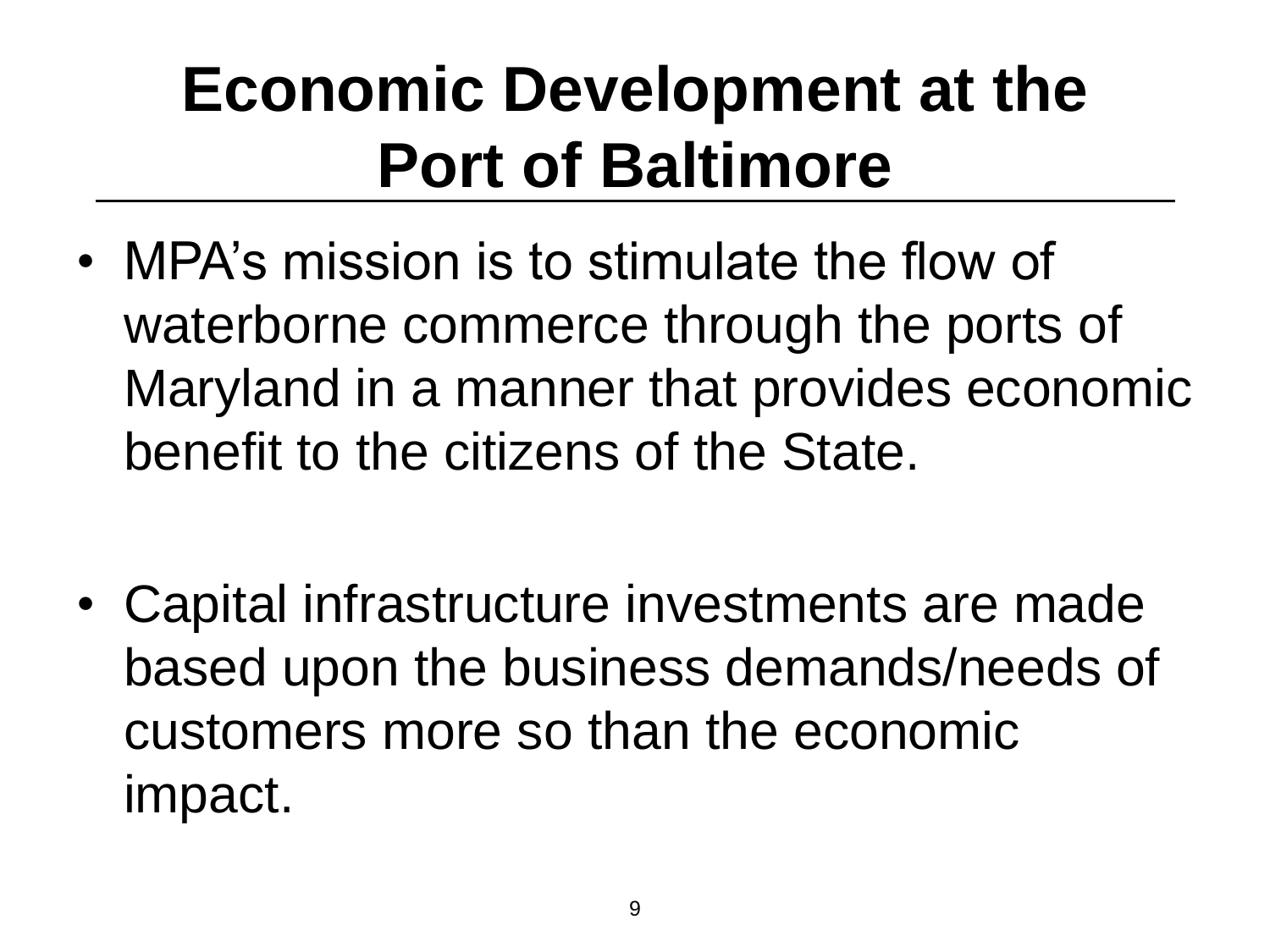# Economic Development at the Port of Baltimore

- MPA's mission is to stimulate the flow of waterborne commerce through the ports of Maryland in a manner that provides economic benefit to the citizens of the State.
- Capital infrastructure investments are made based upon the business demands/needs of customers more so than the economic impact.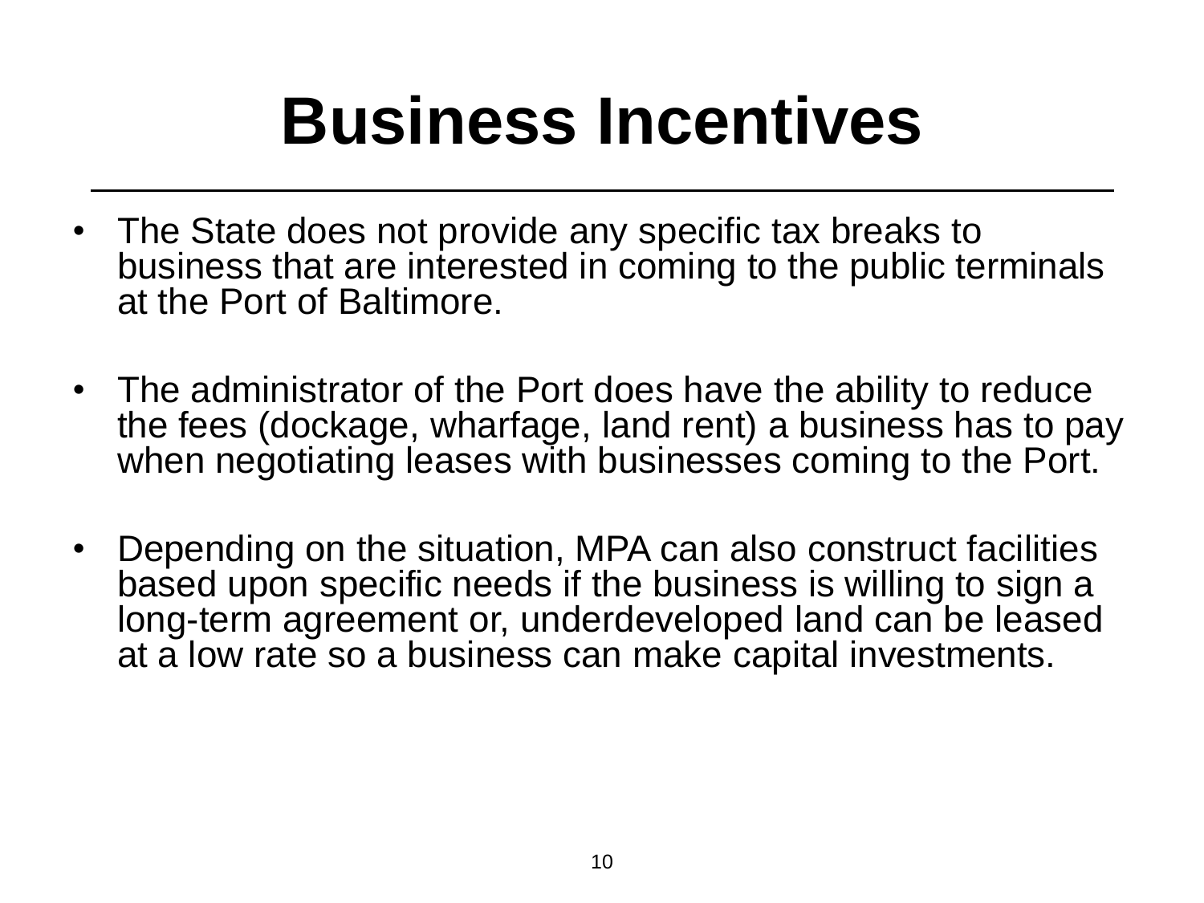# Business Incentives

- The State does not provide any specific tax breaks to business that are interested in coming to the public terminals at the Port of Baltimore.
- The administrator of the Port does have the ability to reduce the fees (dockage, wharfage, land rent) a business has to pay when negotiating leases with businesses coming to the Port.
- Depending on the situation, MPA can also construct facilities based upon specific needs if the business is willing to sign a long-term agreement or, underdeveloped land can be leased at a low rate so a business can make capital investments.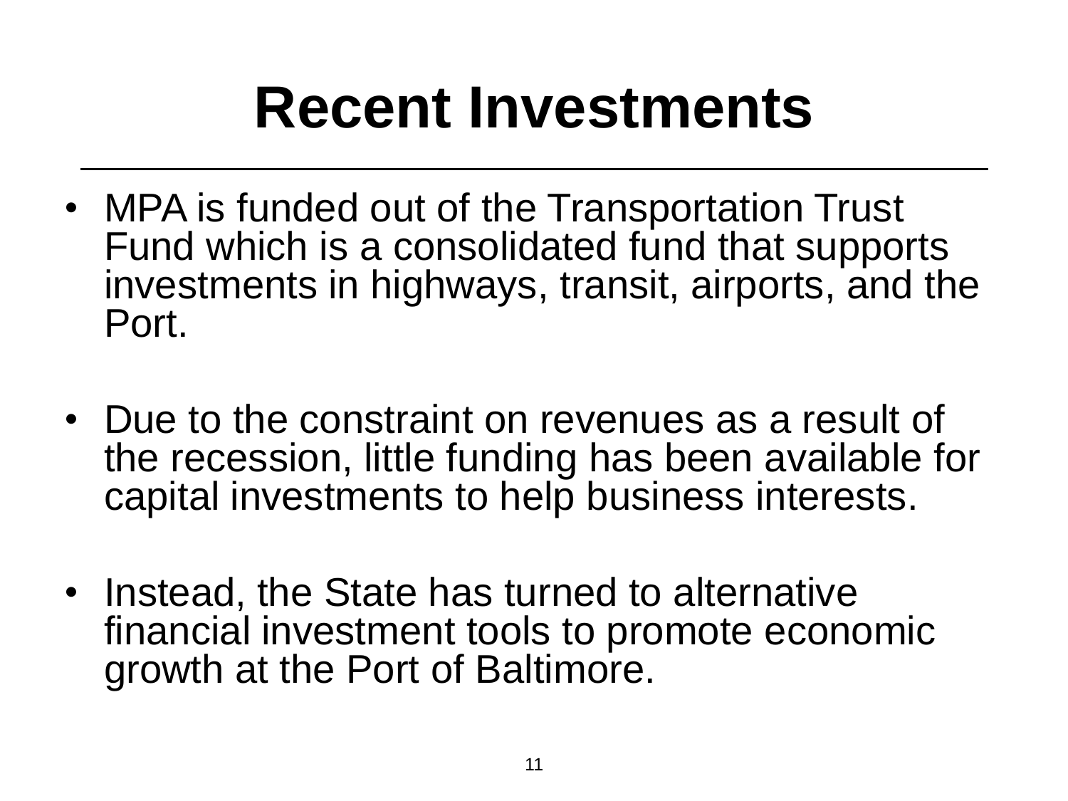# Recent Investments

- MPA is funded out of the Transportation Trust Fund which is a consolidated fund that supports investments in highways, transit, airports, and the Port.
- Due to the constraint on revenues as a result of the recession, little funding has been available for capital investments to help business interests.
- Instead, the State has turned to alternative financial investment tools to promote economic growth at the Port of Baltimore.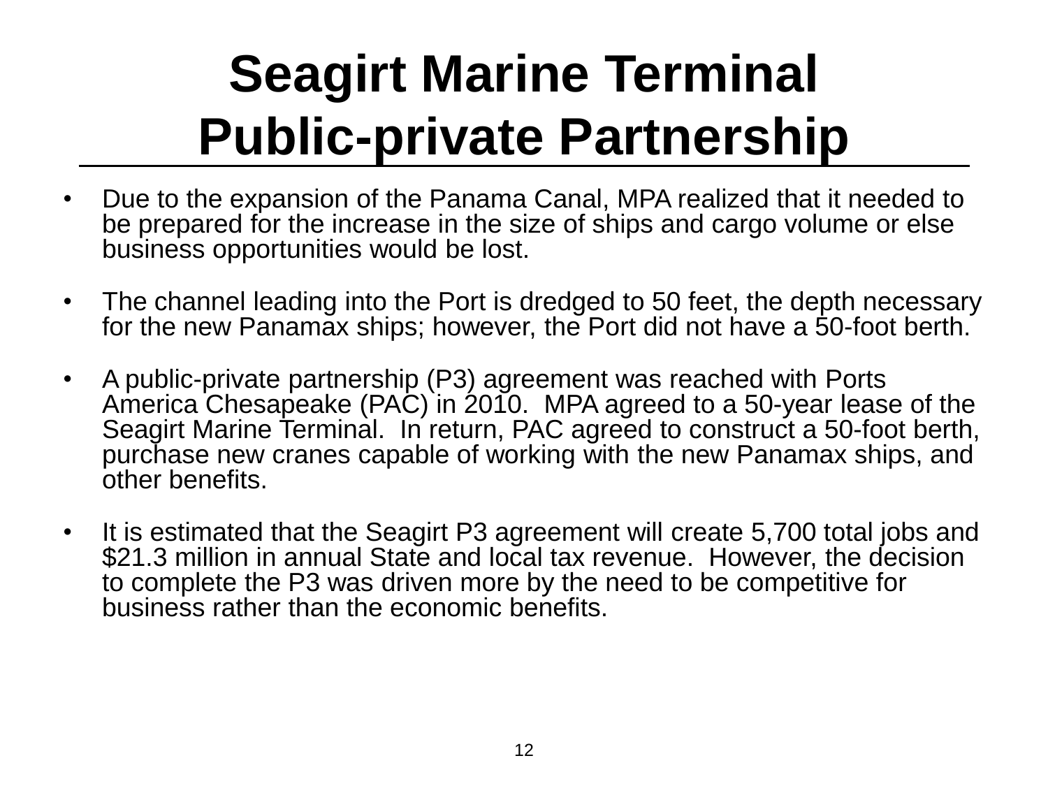# Seagirt Marine Terminal Public-private Partnership

- Due to the expansion of the Panama Canal, MPA realized that it needed to be prepared for the increase in the size of ships and cargo volume or else business opportunities would be lost.

- The channel leading into the Port is dredged to 50 feet, the depth necessary for the new Panamax ships; however, the Port did not have a 50-foot berth.

- A public-private partnership (P3) agreement was reached with Ports America Chesapeake (PAC) in 2010. MPA agreed to a 50-year lease of the Seagirt Marine Terminal. In return, PAC agreed to construct a 50-foot berth, purchase new cranes capable of working with the new Panamax ships, and other benefits.

- It is estimated that the Seagirt P3 agreement will create 5,700 total jobs and $21.3 million in annual State and local tax revenue. However, the decision to complete the P3 was driven more by the need to be competitive for business rather than the economic benefits.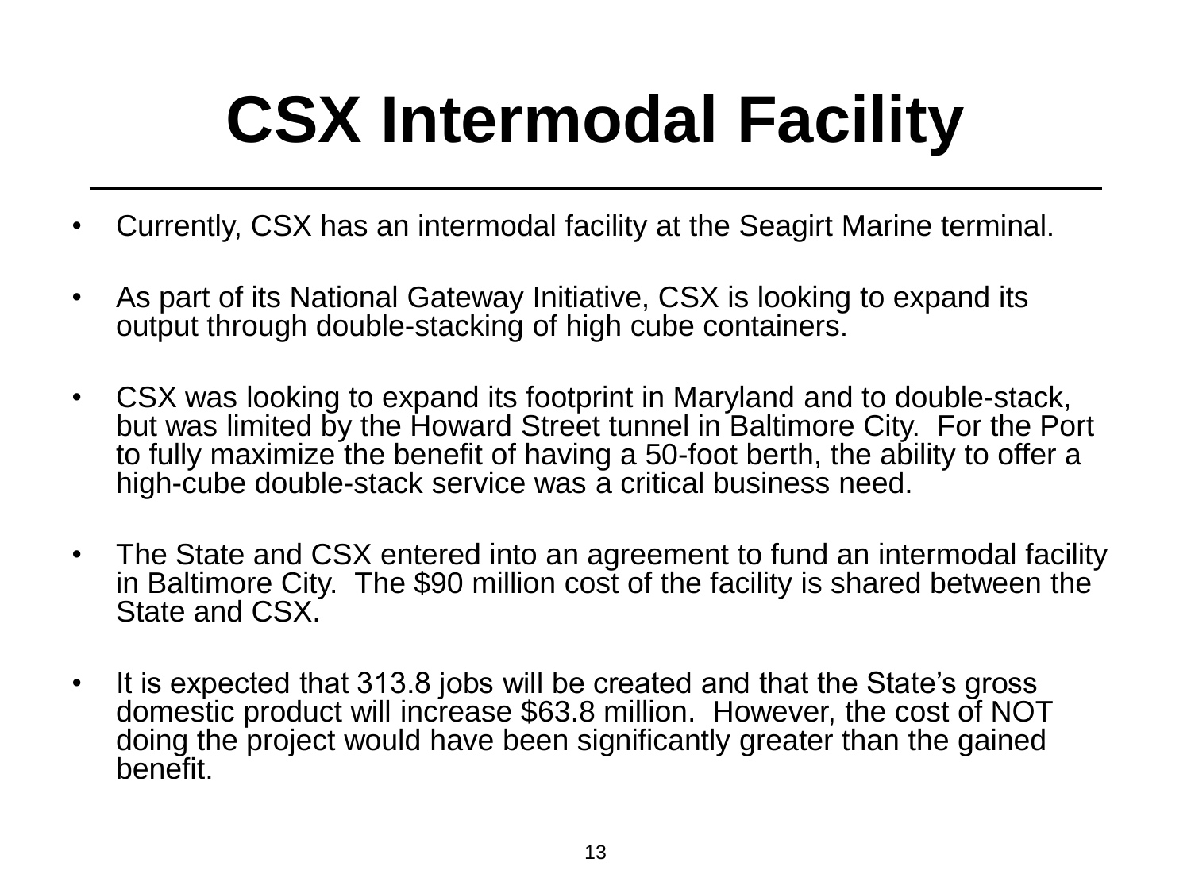# CSX Intermodal Facility

- Currently, CSX has an intermodal facility at the Seagirt Marine terminal.
- As part of its National Gateway Initiative, CSX is looking to expand its output through double-stacking of high cube containers.
- CSX was looking to expand its footprint in Maryland and to double-stack, but was limited by the Howard Street tunnel in Baltimore City. For the Port to fully maximize the benefit of having a 50-foot berth, the ability to offer a high-cube double-stack service was a critical business need.
- The State and CSX entered into an agreement to fund an intermodal facility in Baltimore City. The $90 million cost of the facility is shared between the State and CSX.
- It is expected that 313.8 jobs will be created and that the State's gross domestic product will increase $63.8 million. However, the cost of NOT doing the project would have been significantly greater than the gained benefit.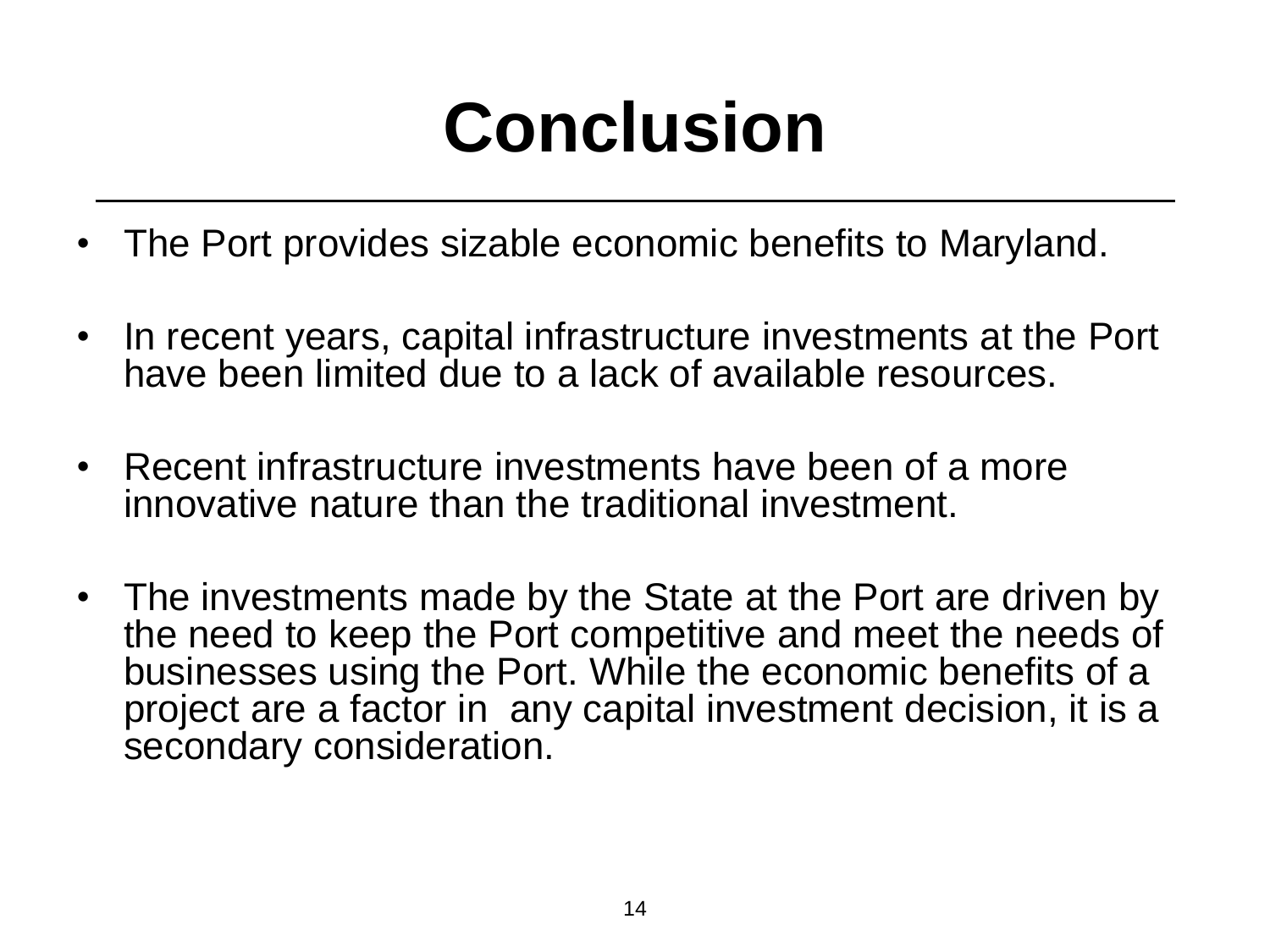# Conclusion

- The Port provides sizable economic benefits to Maryland.
- In recent years, capital infrastructure investments at the Port have been limited due to a lack of available resources.
- Recent infrastructure investments have been of a more innovative nature than the traditional investment.
- The investments made by the State at the Port are driven by the need to keep the Port competitive and meet the needs of businesses using the Port. While the economic benefits of a project are a factor in any capital investment decision, it is a secondary consideration.